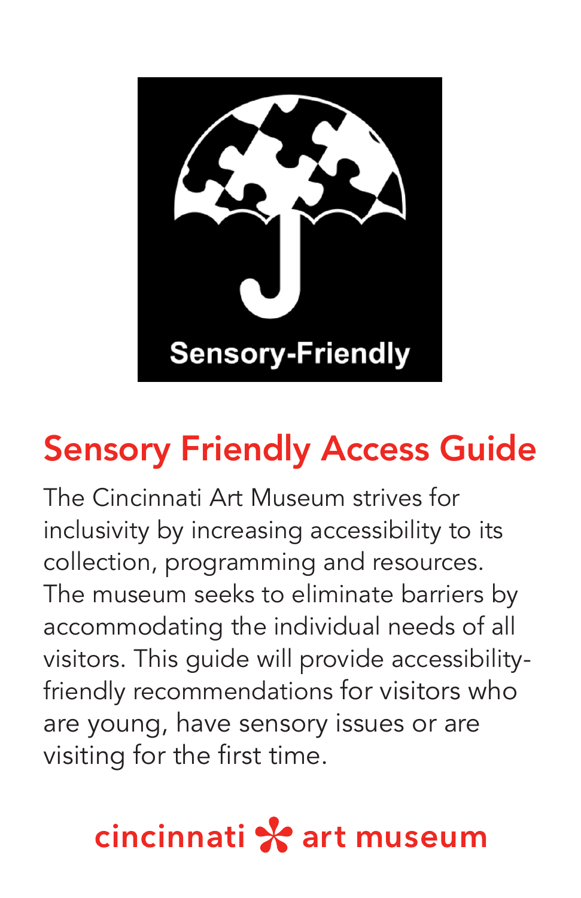Sensory-Friendly

# Sensory Friendly Access Guide

The Cincinnati Art Museum strives for inclusivity by increasing accessibility to its collection, programming and resources. The museum seeks to eliminate barriers by accommodating the individual needs of all visitors. This guide will provide accessibility-friendly recommendations for visitors who are young, have sensory issues or are visiting for the first time.

cincinnati art museum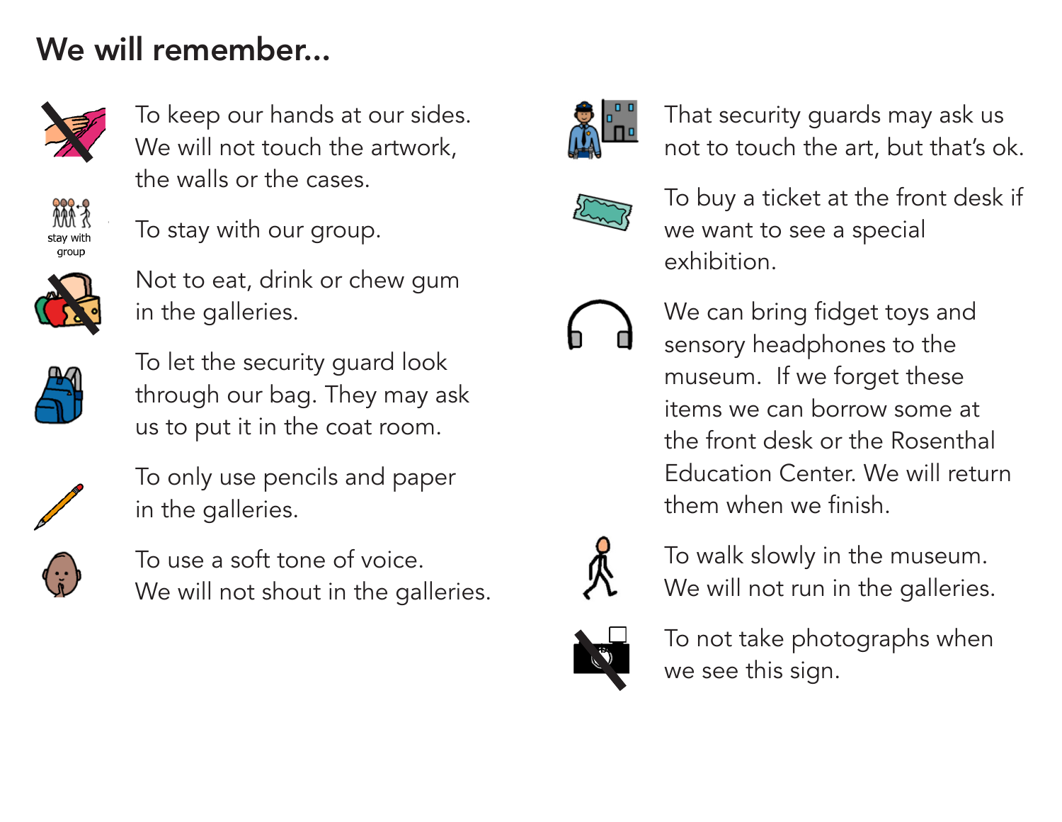## We will remember...

stay with group

- To keep our hands at our sides. We will not touch the artwork, the walls or the cases.
- To stay with our group.
- Not to eat, drink or chew gum in the galleries.
- To let the security guard look through our bag. They may ask us to put it in the coat room.
- To only use pencils and paper in the galleries.
- To use a soft tone of voice. We will not shout in the galleries.
- That security guards may ask us not to touch the art, but that's ok.
- To buy a ticket at the front desk if we want to see a special exhibition.
- We can bring fidget toys and sensory headphones to the museum. If we forget these items we can borrow some at the front desk or the Rosenthal Education Center. We will return them when we finish.
- To walk slowly in the museum. We will not run in the galleries.
- To not take photographs when we see this sign.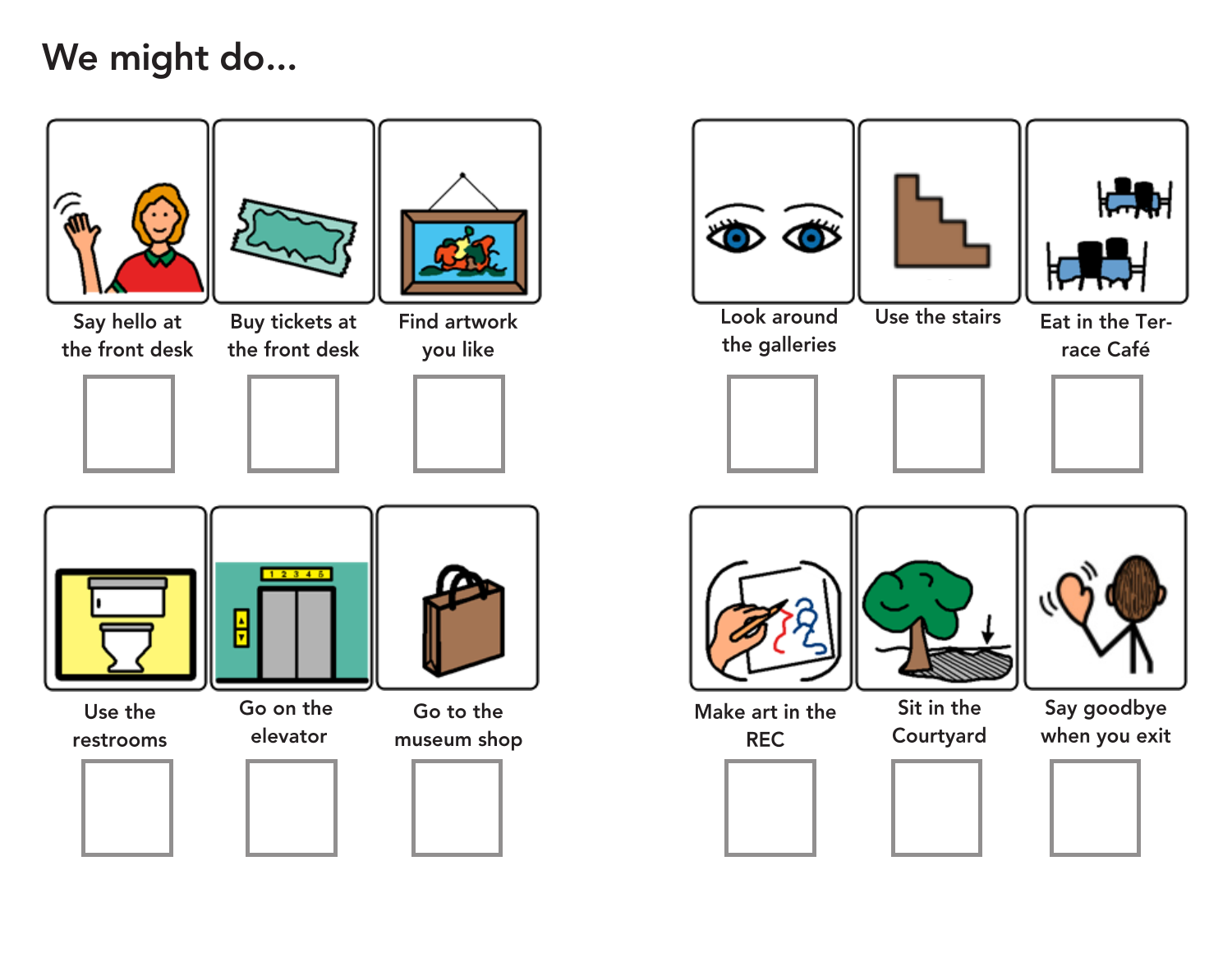# We might do...

- Say hello at the front desk
- Buy tickets at the front desk
- Find artwork you like
- Look around the galleries
- Use the stairs
- Eat in the Terrace Café
- Use the restrooms
- Go on the elevator
- Go to the museum shop
- Make art in the REC
- Sit in the Courtyard
- Say goodbye when you exit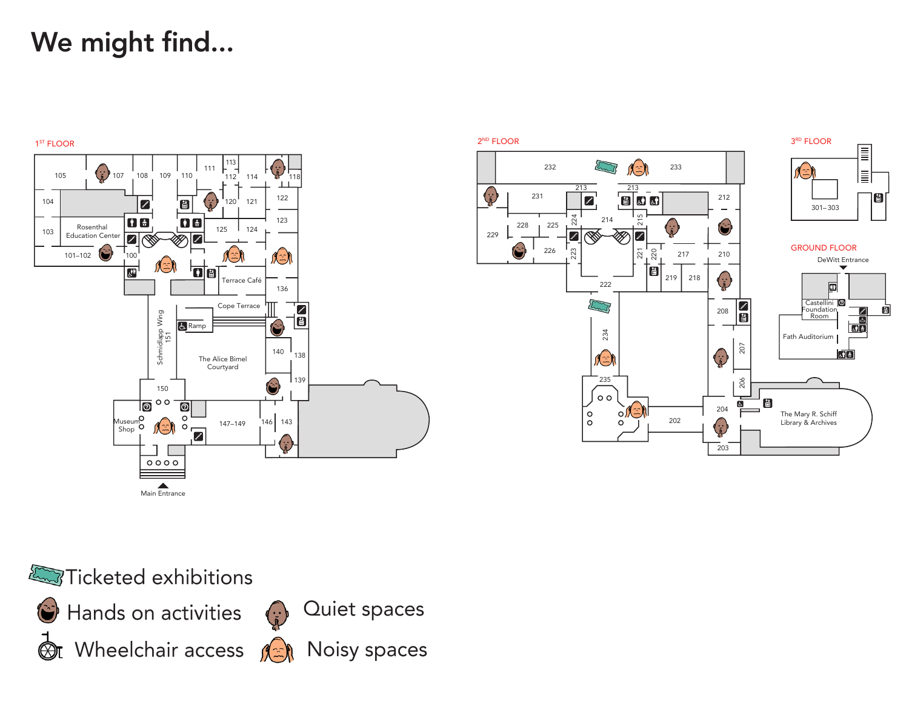# We might find...

1ST FLOOR

105, 107, 108, 109, 110, 111, 113, 112, 114, 118, 104, 120, 121, 122, 103, Rosenthal Education Center, 125, 124, 123, 101–102, 100, Terrace Café, 136, Cope Terrace, Schmidlapp Wing 151, Ramp, The Alice Bimel Courtyard, 140, 138, 139, 150, Museum Shop, 147–149, 146, 143, Main Entrance

2ND FLOOR

232, 233, 213, 213, 231, 212, 229, 228, 225, 224, 214, 215, 226, 223, 221, 220, 217, 210, 222, 219, 218, 208, 234, 207, 235, 206, 204, 202, 203, The Mary R. Schiff Library & Archives

3RD FLOOR

301–303

GROUND FLOOR

DeWitt Entrance, Castellini Foundation Room, Fath Auditorium

- Ticketed exhibitions
- Hands on activities
- Wheelchair access
- Quiet spaces
- Noisy spaces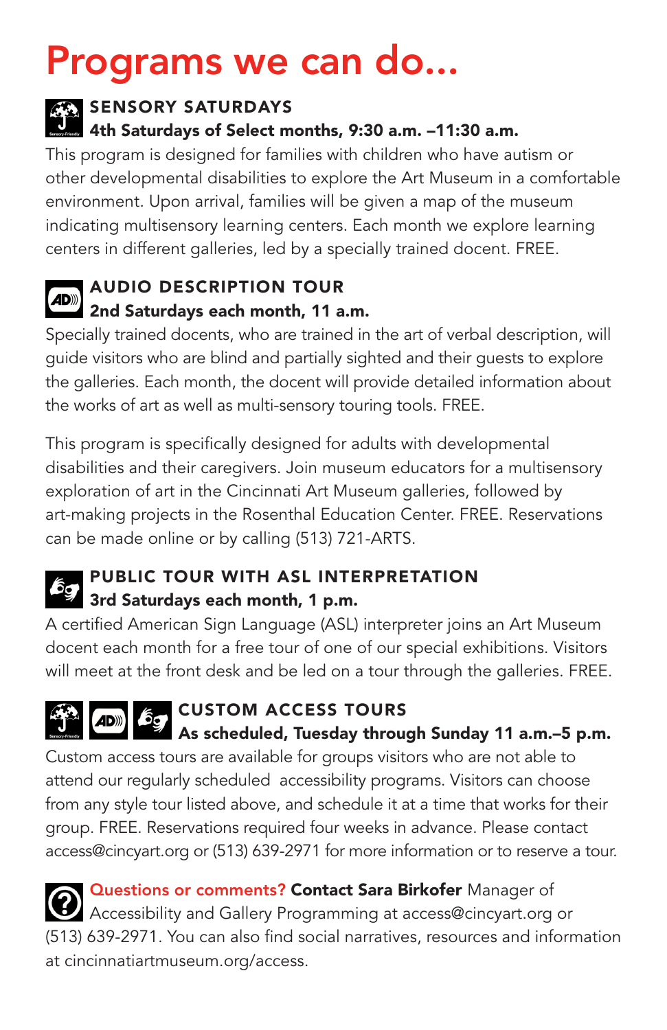# Programs we can do...

## SENSORY SATURDAYS

**4th Saturdays of Select months, 9:30 a.m. –11:30 a.m.**

This program is designed for families with children who have autism or other developmental disabilities to explore the Art Museum in a comfortable environment. Upon arrival, families will be given a map of the museum indicating multisensory learning centers. Each month we explore learning centers in different galleries, led by a specially trained docent. FREE.

## AUDIO DESCRIPTION TOUR

**2nd Saturdays each month, 11 a.m.**

Specially trained docents, who are trained in the art of verbal description, will guide visitors who are blind and partially sighted and their guests to explore the galleries. Each month, the docent will provide detailed information about the works of art as well as multi-sensory touring tools. FREE.

This program is specifically designed for adults with developmental disabilities and their caregivers. Join museum educators for a multisensory exploration of art in the Cincinnati Art Museum galleries, followed by art-making projects in the Rosenthal Education Center. FREE. Reservations can be made online or by calling (513) 721-ARTS.

## PUBLIC TOUR WITH ASL INTERPRETATION

**3rd Saturdays each month, 1 p.m.**

A certified American Sign Language (ASL) interpreter joins an Art Museum docent each month for a free tour of one of our special exhibitions. Visitors will meet at the front desk and be led on a tour through the galleries. FREE.

## CUSTOM ACCESS TOURS

**As scheduled, Tuesday through Sunday 11 a.m.–5 p.m.**

Custom access tours are available for groups visitors who are not able to attend our regularly scheduled accessibility programs. Visitors can choose from any style tour listed above, and schedule it at a time that works for their group. FREE. Reservations required four weeks in advance. Please contact access@cincyart.org or (513) 639-2971 for more information or to reserve a tour.

**Questions or comments? Contact Sara Birkofer** Manager of Accessibility and Gallery Programming at access@cincyart.org or (513) 639-2971. You can also find social narratives, resources and information at cincinnatiartmuseum.org/access.